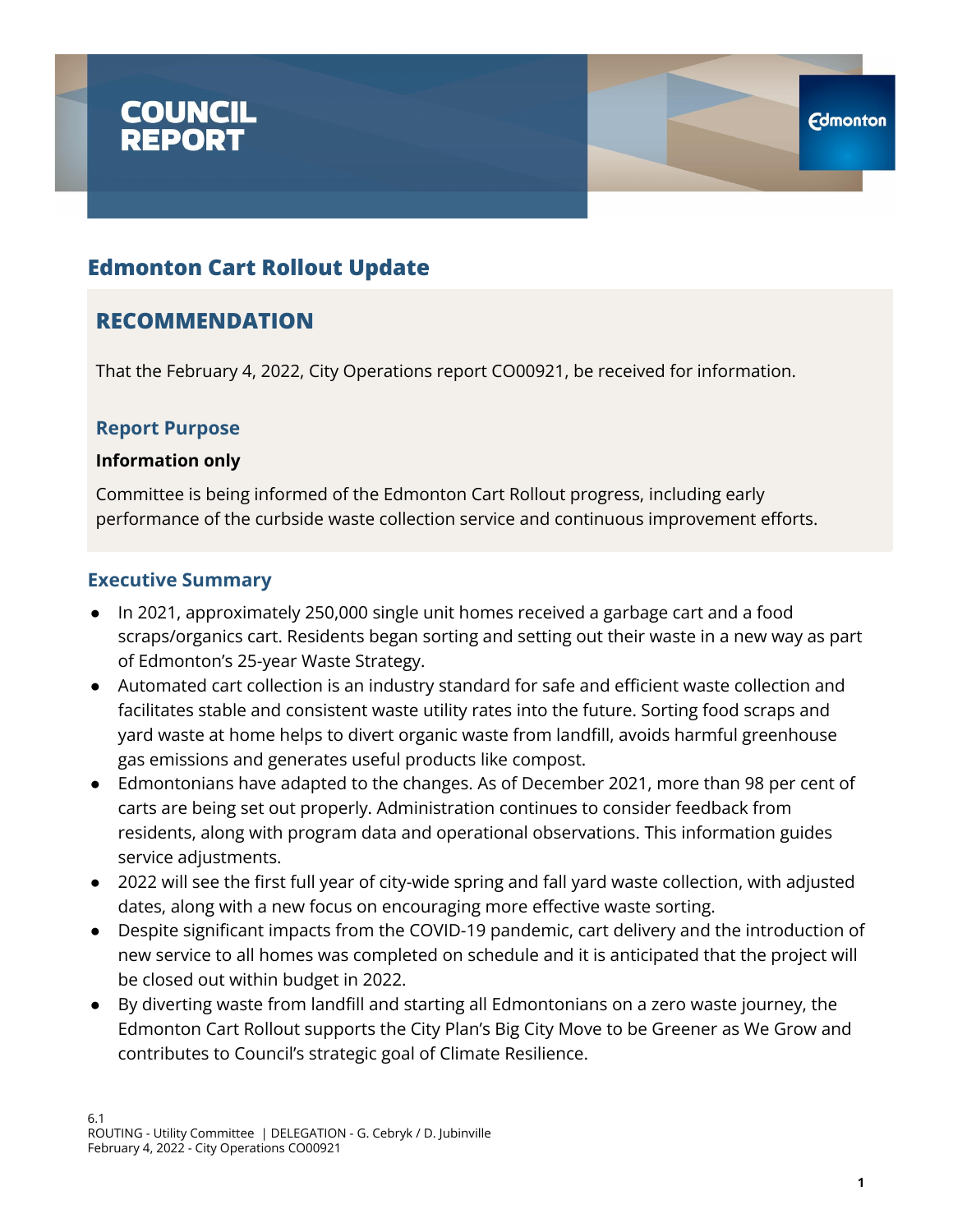# COUNCIL REPORT

## Edmonton Cart Rollout Update

## RECOMMENDATION

That the February 4, 2022, City Operations report CO00921, be received for information.

### Report Purpose

**Information only**

Committee is being informed of the Edmonton Cart Rollout progress, including early performance of the curbside waste collection service and continuous improvement efforts.

### Executive Summary

- In 2021, approximately 250,000 single unit homes received a garbage cart and a food scraps/organics cart. Residents began sorting and setting out their waste in a new way as part of Edmonton's 25-year Waste Strategy.
- Automated cart collection is an industry standard for safe and efficient waste collection and facilitates stable and consistent waste utility rates into the future. Sorting food scraps and yard waste at home helps to divert organic waste from landfill, avoids harmful greenhouse gas emissions and generates useful products like compost.
- Edmontonians have adapted to the changes. As of December 2021, more than 98 per cent of carts are being set out properly. Administration continues to consider feedback from residents, along with program data and operational observations. This information guides service adjustments.
- 2022 will see the first full year of city-wide spring and fall yard waste collection, with adjusted dates, along with a new focus on encouraging more effective waste sorting.
- Despite significant impacts from the COVID-19 pandemic, cart delivery and the introduction of new service to all homes was completed on schedule and it is anticipated that the project will be closed out within budget in 2022.
- By diverting waste from landfill and starting all Edmontonians on a zero waste journey, the Edmonton Cart Rollout supports the City Plan's Big City Move to be Greener as We Grow and contributes to Council's strategic goal of Climate Resilience.

6.1
ROUTING - Utility Committee | DELEGATION - G. Cebryk / D. Jubinville
February 4, 2022 - City Operations CO00921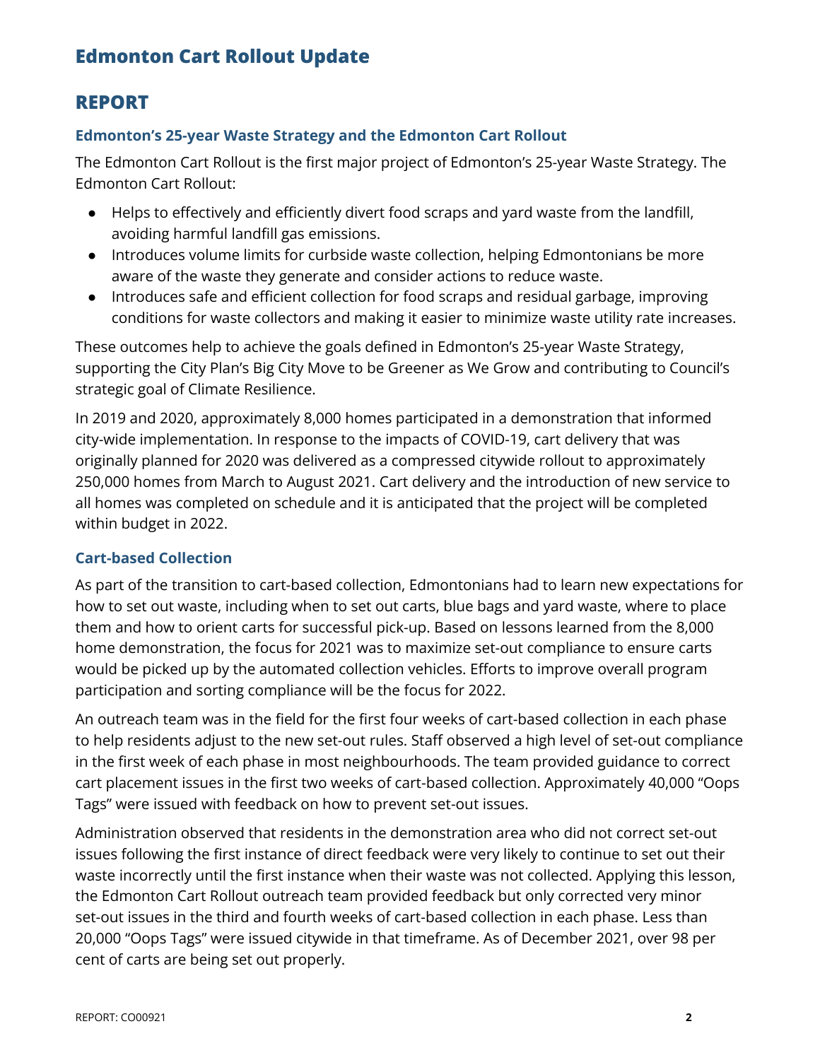# Edmonton Cart Rollout Update

## REPORT

### Edmonton's 25-year Waste Strategy and the Edmonton Cart Rollout

The Edmonton Cart Rollout is the first major project of Edmonton's 25-year Waste Strategy. The Edmonton Cart Rollout:

- Helps to effectively and efficiently divert food scraps and yard waste from the landfill, avoiding harmful landfill gas emissions.
- Introduces volume limits for curbside waste collection, helping Edmontonians be more aware of the waste they generate and consider actions to reduce waste.
- Introduces safe and efficient collection for food scraps and residual garbage, improving conditions for waste collectors and making it easier to minimize waste utility rate increases.

These outcomes help to achieve the goals defined in Edmonton's 25-year Waste Strategy, supporting the City Plan's Big City Move to be Greener as We Grow and contributing to Council's strategic goal of Climate Resilience.

In 2019 and 2020, approximately 8,000 homes participated in a demonstration that informed city-wide implementation. In response to the impacts of COVID-19, cart delivery that was originally planned for 2020 was delivered as a compressed citywide rollout to approximately 250,000 homes from March to August 2021. Cart delivery and the introduction of new service to all homes was completed on schedule and it is anticipated that the project will be completed within budget in 2022.

### Cart-based Collection

As part of the transition to cart-based collection, Edmontonians had to learn new expectations for how to set out waste, including when to set out carts, blue bags and yard waste, where to place them and how to orient carts for successful pick-up. Based on lessons learned from the 8,000 home demonstration, the focus for 2021 was to maximize set-out compliance to ensure carts would be picked up by the automated collection vehicles. Efforts to improve overall program participation and sorting compliance will be the focus for 2022.

An outreach team was in the field for the first four weeks of cart-based collection in each phase to help residents adjust to the new set-out rules. Staff observed a high level of set-out compliance in the first week of each phase in most neighbourhoods. The team provided guidance to correct cart placement issues in the first two weeks of cart-based collection. Approximately 40,000 "Oops Tags" were issued with feedback on how to prevent set-out issues.

Administration observed that residents in the demonstration area who did not correct set-out issues following the first instance of direct feedback were very likely to continue to set out their waste incorrectly until the first instance when their waste was not collected. Applying this lesson, the Edmonton Cart Rollout outreach team provided feedback but only corrected very minor set-out issues in the third and fourth weeks of cart-based collection in each phase. Less than 20,000 "Oops Tags" were issued citywide in that timeframe. As of December 2021, over 98 per cent of carts are being set out properly.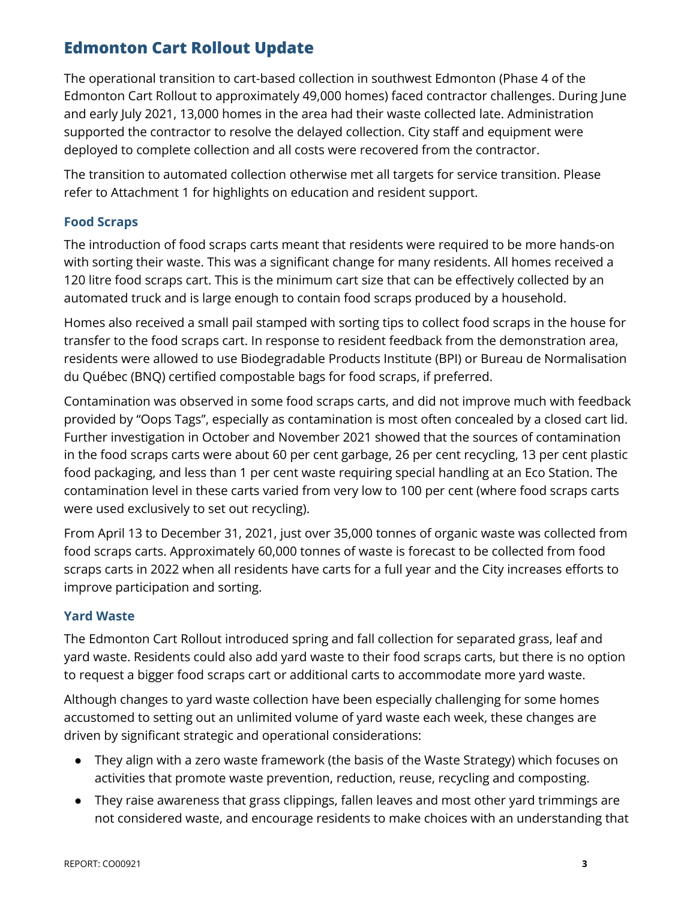## Edmonton Cart Rollout Update

The operational transition to cart-based collection in southwest Edmonton (Phase 4 of the Edmonton Cart Rollout to approximately 49,000 homes) faced contractor challenges. During June and early July 2021, 13,000 homes in the area had their waste collected late. Administration supported the contractor to resolve the delayed collection. City staff and equipment were deployed to complete collection and all costs were recovered from the contractor.

The transition to automated collection otherwise met all targets for service transition. Please refer to Attachment 1 for highlights on education and resident support.

### Food Scraps

The introduction of food scraps carts meant that residents were required to be more hands-on with sorting their waste. This was a significant change for many residents. All homes received a 120 litre food scraps cart. This is the minimum cart size that can be effectively collected by an automated truck and is large enough to contain food scraps produced by a household.

Homes also received a small pail stamped with sorting tips to collect food scraps in the house for transfer to the food scraps cart. In response to resident feedback from the demonstration area, residents were allowed to use Biodegradable Products Institute (BPI) or Bureau de Normalisation du Québec (BNQ) certified compostable bags for food scraps, if preferred.

Contamination was observed in some food scraps carts, and did not improve much with feedback provided by "Oops Tags", especially as contamination is most often concealed by a closed cart lid. Further investigation in October and November 2021 showed that the sources of contamination in the food scraps carts were about 60 per cent garbage, 26 per cent recycling, 13 per cent plastic food packaging, and less than 1 per cent waste requiring special handling at an Eco Station. The contamination level in these carts varied from very low to 100 per cent (where food scraps carts were used exclusively to set out recycling).

From April 13 to December 31, 2021, just over 35,000 tonnes of organic waste was collected from food scraps carts. Approximately 60,000 tonnes of waste is forecast to be collected from food scraps carts in 2022 when all residents have carts for a full year and the City increases efforts to improve participation and sorting.

### Yard Waste

The Edmonton Cart Rollout introduced spring and fall collection for separated grass, leaf and yard waste. Residents could also add yard waste to their food scraps carts, but there is no option to request a bigger food scraps cart or additional carts to accommodate more yard waste.

Although changes to yard waste collection have been especially challenging for some homes accustomed to setting out an unlimited volume of yard waste each week, these changes are driven by significant strategic and operational considerations:

- They align with a zero waste framework (the basis of the Waste Strategy) which focuses on activities that promote waste prevention, reduction, reuse, recycling and composting.
- They raise awareness that grass clippings, fallen leaves and most other yard trimmings are not considered waste, and encourage residents to make choices with an understanding that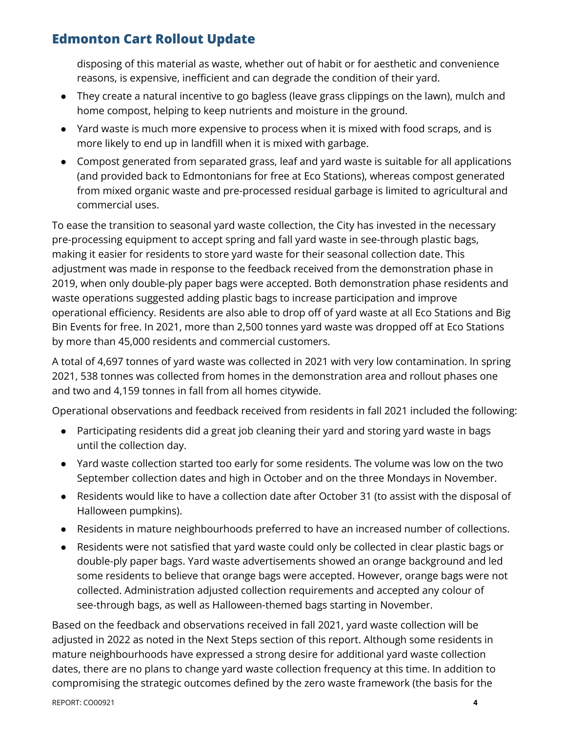disposing of this material as waste, whether out of habit or for aesthetic and convenience reasons, is expensive, inefficient and can degrade the condition of their yard.

- They create a natural incentive to go bagless (leave grass clippings on the lawn), mulch and home compost, helping to keep nutrients and moisture in the ground.
- Yard waste is much more expensive to process when it is mixed with food scraps, and is more likely to end up in landfill when it is mixed with garbage.
- Compost generated from separated grass, leaf and yard waste is suitable for all applications (and provided back to Edmontonians for free at Eco Stations), whereas compost generated from mixed organic waste and pre-processed residual garbage is limited to agricultural and commercial uses.

To ease the transition to seasonal yard waste collection, the City has invested in the necessary pre-processing equipment to accept spring and fall yard waste in see-through plastic bags, making it easier for residents to store yard waste for their seasonal collection date. This adjustment was made in response to the feedback received from the demonstration phase in 2019, when only double-ply paper bags were accepted. Both demonstration phase residents and waste operations suggested adding plastic bags to increase participation and improve operational efficiency. Residents are also able to drop off of yard waste at all Eco Stations and Big Bin Events for free. In 2021, more than 2,500 tonnes yard waste was dropped off at Eco Stations by more than 45,000 residents and commercial customers.

A total of 4,697 tonnes of yard waste was collected in 2021 with very low contamination. In spring 2021, 538 tonnes was collected from homes in the demonstration area and rollout phases one and two and 4,159 tonnes in fall from all homes citywide.

Operational observations and feedback received from residents in fall 2021 included the following:

- Participating residents did a great job cleaning their yard and storing yard waste in bags until the collection day.
- Yard waste collection started too early for some residents. The volume was low on the two September collection dates and high in October and on the three Mondays in November.
- Residents would like to have a collection date after October 31 (to assist with the disposal of Halloween pumpkins).
- Residents in mature neighbourhoods preferred to have an increased number of collections.
- Residents were not satisfied that yard waste could only be collected in clear plastic bags or double-ply paper bags. Yard waste advertisements showed an orange background and led some residents to believe that orange bags were accepted. However, orange bags were not collected. Administration adjusted collection requirements and accepted any colour of see-through bags, as well as Halloween-themed bags starting in November.

Based on the feedback and observations received in fall 2021, yard waste collection will be adjusted in 2022 as noted in the Next Steps section of this report. Although some residents in mature neighbourhoods have expressed a strong desire for additional yard waste collection dates, there are no plans to change yard waste collection frequency at this time. In addition to compromising the strategic outcomes defined by the zero waste framework (the basis for the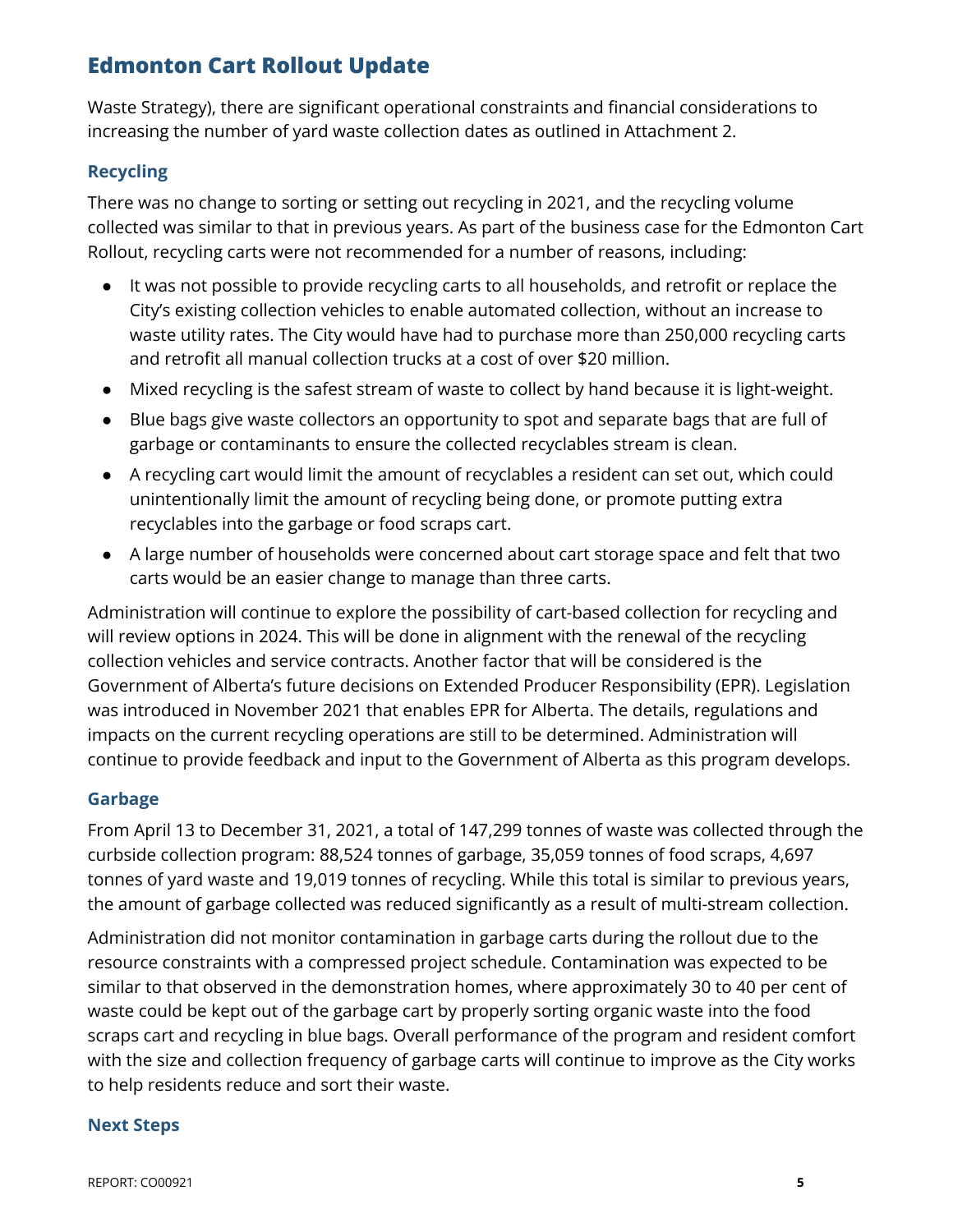Waste Strategy), there are significant operational constraints and financial considerations to increasing the number of yard waste collection dates as outlined in Attachment 2.

### Recycling

There was no change to sorting or setting out recycling in 2021, and the recycling volume collected was similar to that in previous years. As part of the business case for the Edmonton Cart Rollout, recycling carts were not recommended for a number of reasons, including:

- It was not possible to provide recycling carts to all households, and retrofit or replace the City's existing collection vehicles to enable automated collection, without an increase to waste utility rates. The City would have had to purchase more than 250,000 recycling carts and retrofit all manual collection trucks at a cost of over $20 million.
- Mixed recycling is the safest stream of waste to collect by hand because it is light-weight.
- Blue bags give waste collectors an opportunity to spot and separate bags that are full of garbage or contaminants to ensure the collected recyclables stream is clean.
- A recycling cart would limit the amount of recyclables a resident can set out, which could unintentionally limit the amount of recycling being done, or promote putting extra recyclables into the garbage or food scraps cart.
- A large number of households were concerned about cart storage space and felt that two carts would be an easier change to manage than three carts.

Administration will continue to explore the possibility of cart-based collection for recycling and will review options in 2024. This will be done in alignment with the renewal of the recycling collection vehicles and service contracts. Another factor that will be considered is the Government of Alberta's future decisions on Extended Producer Responsibility (EPR). Legislation was introduced in November 2021 that enables EPR for Alberta. The details, regulations and impacts on the current recycling operations are still to be determined. Administration will continue to provide feedback and input to the Government of Alberta as this program develops.

### Garbage

From April 13 to December 31, 2021, a total of 147,299 tonnes of waste was collected through the curbside collection program: 88,524 tonnes of garbage, 35,059 tonnes of food scraps, 4,697 tonnes of yard waste and 19,019 tonnes of recycling. While this total is similar to previous years, the amount of garbage collected was reduced significantly as a result of multi-stream collection.

Administration did not monitor contamination in garbage carts during the rollout due to the resource constraints with a compressed project schedule. Contamination was expected to be similar to that observed in the demonstration homes, where approximately 30 to 40 per cent of waste could be kept out of the garbage cart by properly sorting organic waste into the food scraps cart and recycling in blue bags. Overall performance of the program and resident comfort with the size and collection frequency of garbage carts will continue to improve as the City works to help residents reduce and sort their waste.

### Next Steps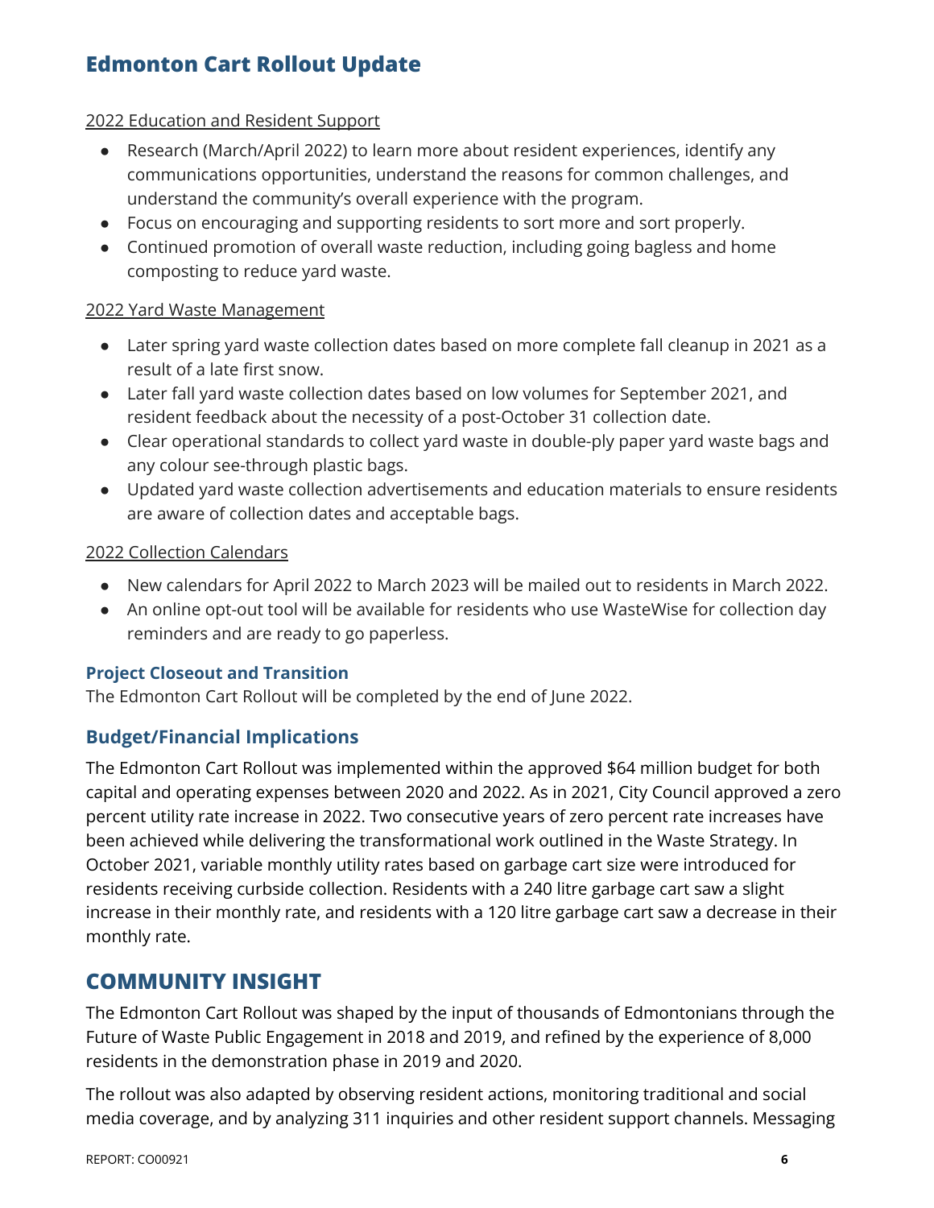## Edmonton Cart Rollout Update

2022 Education and Resident Support

- Research (March/April 2022) to learn more about resident experiences, identify any communications opportunities, understand the reasons for common challenges, and understand the community's overall experience with the program.
- Focus on encouraging and supporting residents to sort more and sort properly.
- Continued promotion of overall waste reduction, including going bagless and home composting to reduce yard waste.

2022 Yard Waste Management

- Later spring yard waste collection dates based on more complete fall cleanup in 2021 as a result of a late first snow.
- Later fall yard waste collection dates based on low volumes for September 2021, and resident feedback about the necessity of a post-October 31 collection date.
- Clear operational standards to collect yard waste in double-ply paper yard waste bags and any colour see-through plastic bags.
- Updated yard waste collection advertisements and education materials to ensure residents are aware of collection dates and acceptable bags.

2022 Collection Calendars

- New calendars for April 2022 to March 2023 will be mailed out to residents in March 2022.
- An online opt-out tool will be available for residents who use WasteWise for collection day reminders and are ready to go paperless.

### Project Closeout and Transition

The Edmonton Cart Rollout will be completed by the end of June 2022.

## Budget/Financial Implications

The Edmonton Cart Rollout was implemented within the approved $64 million budget for both capital and operating expenses between 2020 and 2022. As in 2021, City Council approved a zero percent utility rate increase in 2022. Two consecutive years of zero percent rate increases have been achieved while delivering the transformational work outlined in the Waste Strategy. In October 2021, variable monthly utility rates based on garbage cart size were introduced for residents receiving curbside collection. Residents with a 240 litre garbage cart saw a slight increase in their monthly rate, and residents with a 120 litre garbage cart saw a decrease in their monthly rate.

## COMMUNITY INSIGHT

The Edmonton Cart Rollout was shaped by the input of thousands of Edmontonians through the Future of Waste Public Engagement in 2018 and 2019, and refined by the experience of 8,000 residents in the demonstration phase in 2019 and 2020.

The rollout was also adapted by observing resident actions, monitoring traditional and social media coverage, and by analyzing 311 inquiries and other resident support channels. Messaging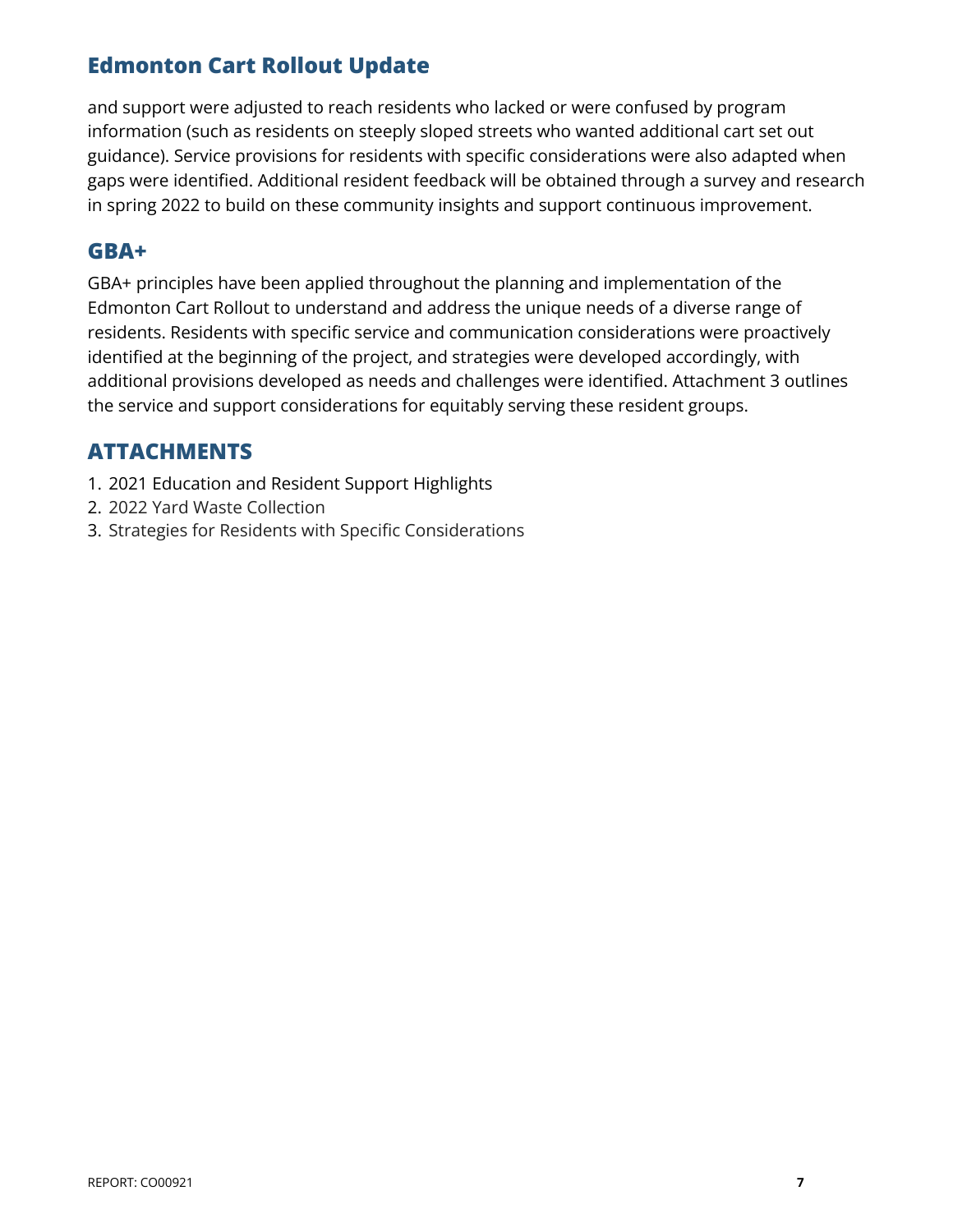and support were adjusted to reach residents who lacked or were confused by program information (such as residents on steeply sloped streets who wanted additional cart set out guidance). Service provisions for residents with specific considerations were also adapted when gaps were identified. Additional resident feedback will be obtained through a survey and research in spring 2022 to build on these community insights and support continuous improvement.

## GBA+

GBA+ principles have been applied throughout the planning and implementation of the Edmonton Cart Rollout to understand and address the unique needs of a diverse range of residents. Residents with specific service and communication considerations were proactively identified at the beginning of the project, and strategies were developed accordingly, with additional provisions developed as needs and challenges were identified. Attachment 3 outlines the service and support considerations for equitably serving these resident groups.

## ATTACHMENTS

1. 2021 Education and Resident Support Highlights
2. 2022 Yard Waste Collection
3. Strategies for Residents with Specific Considerations